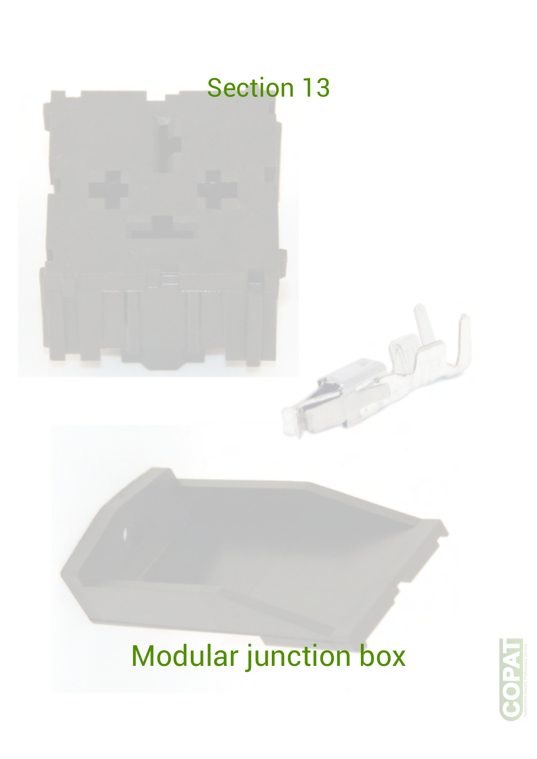# Section 13

# Modular junction box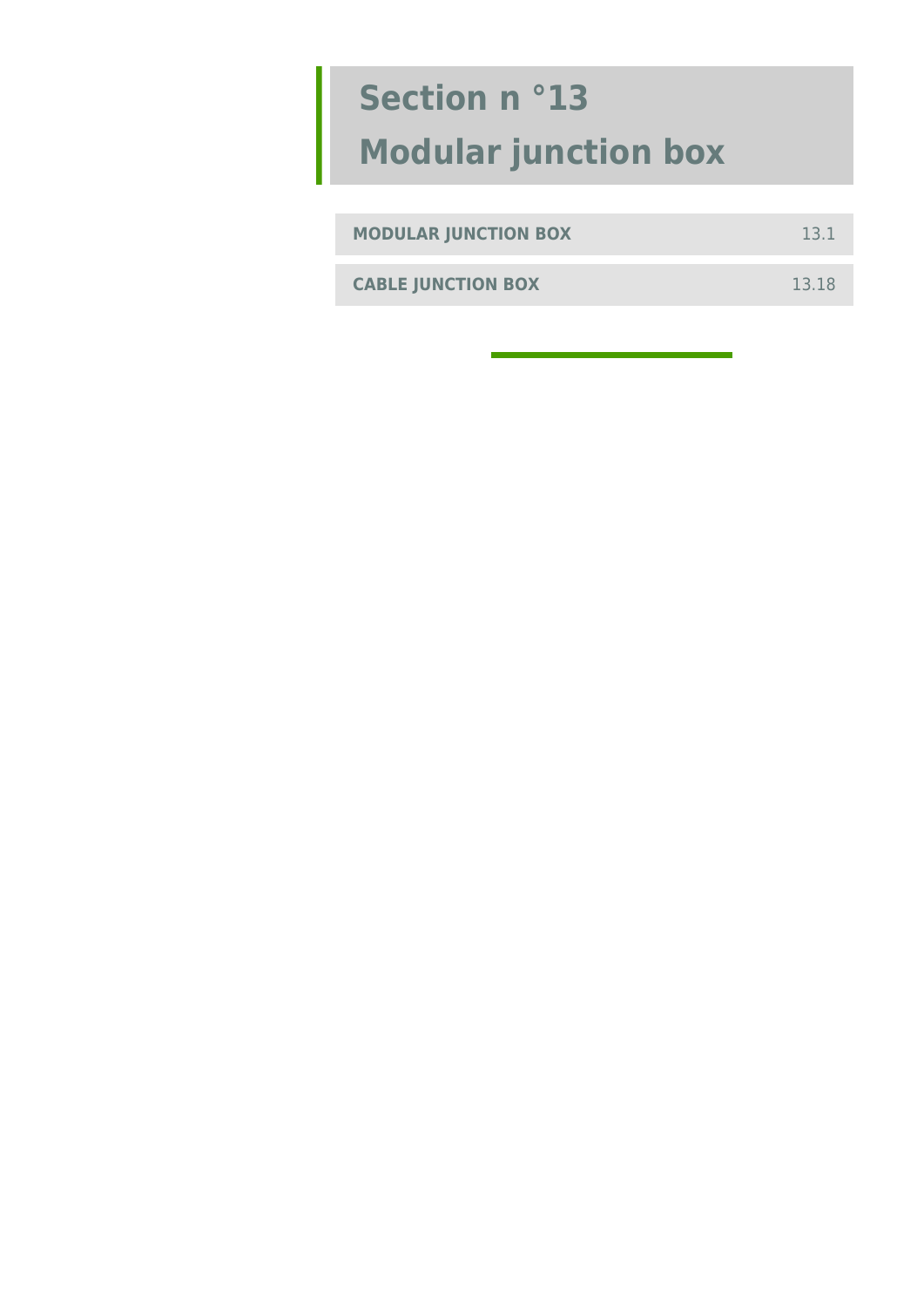# Section n °13

# Modular junction box

| | |
|---|---|
| **MODULAR JUNCTION BOX** | 13.1 |
| **CABLE JUNCTION BOX** | 13.18 |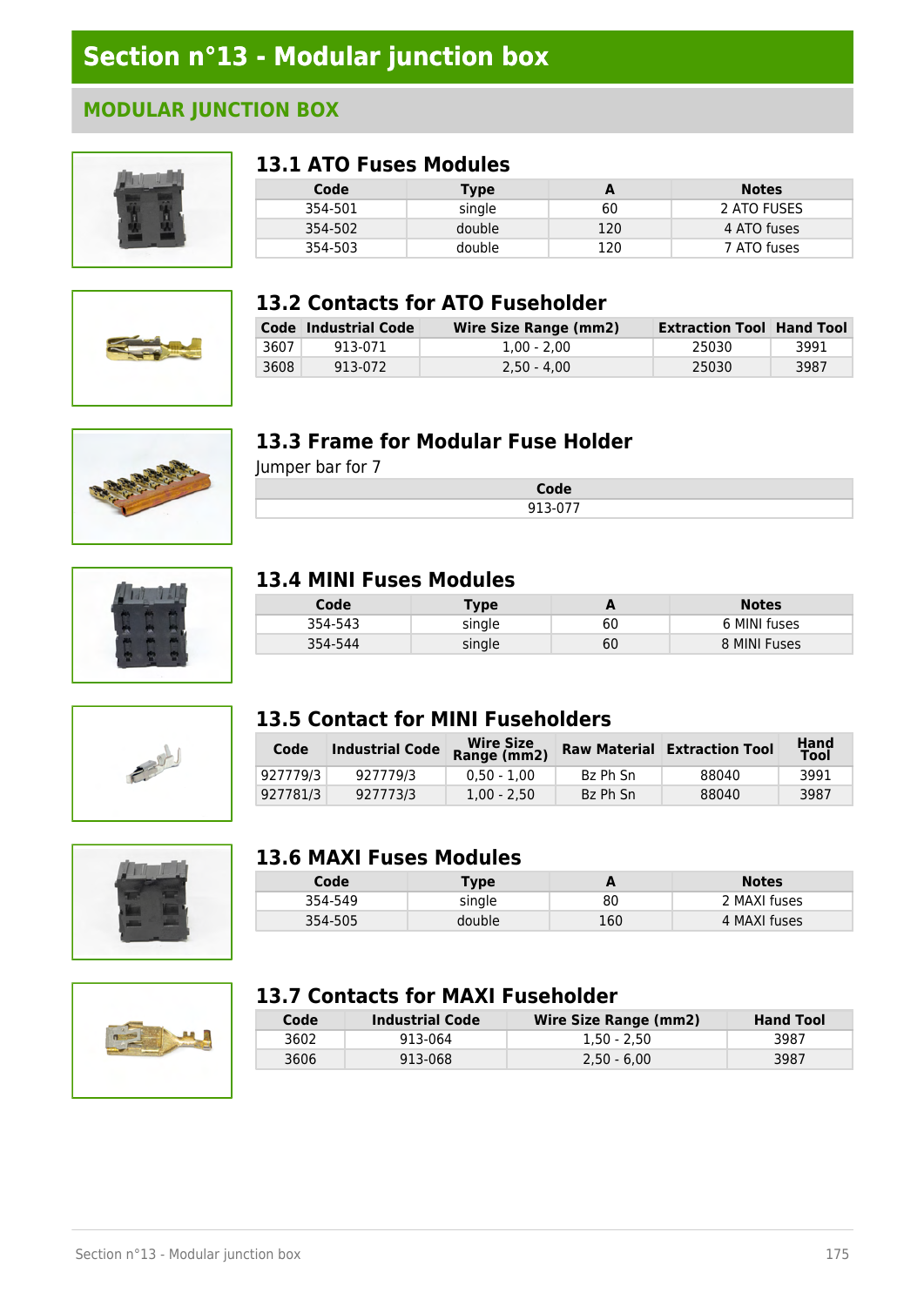// Section n°13 - Modular junction box

## MODULAR JUNCTION BOX

### 13.1 ATO Fuses Modules

| Code | Type | A | Notes |
|---|---|---|---|
| 354-501 | single | 60 | 2 ATO FUSES |
| 354-502 | double | 120 | 4 ATO fuses |
| 354-503 | double | 120 | 7 ATO fuses |

### 13.2 Contacts for ATO Fuseholder

| Code | Industrial Code | Wire Size Range (mm2) | Extraction Tool | Hand Tool |
|---|---|---|---|---|
| 3607 | 913-071 | 1,00 - 2,00 | 25030 | 3991 |
| 3608 | 913-072 | 2,50 - 4,00 | 25030 | 3987 |

### 13.3 Frame for Modular Fuse Holder

Jumper bar for 7

| Code |
|---|
| 913-077 |

### 13.4 MINI Fuses Modules

| Code | Type | A | Notes |
|---|---|---|---|
| 354-543 | single | 60 | 6 MINI fuses |
| 354-544 | single | 60 | 8 MINI Fuses |

### 13.5 Contact for MINI Fuseholders

| Code | Industrial Code | Wire Size Range (mm2) | Raw Material | Extraction Tool | Hand Tool |
|---|---|---|---|---|---|
| 927779/3 | 927779/3 | 0,50 - 1,00 | Bz Ph Sn | 88040 | 3991 |
| 927781/3 | 927773/3 | 1,00 - 2,50 | Bz Ph Sn | 88040 | 3987 |

### 13.6 MAXI Fuses Modules

| Code | Type | A | Notes |
|---|---|---|---|
| 354-549 | single | 80 | 2 MAXI fuses |
| 354-505 | double | 160 | 4 MAXI fuses |

### 13.7 Contacts for MAXI Fuseholder

| Code | Industrial Code | Wire Size Range (mm2) | Hand Tool |
|---|---|---|---|
| 3602 | 913-064 | 1,50 - 2,50 | 3987 |
| 3606 | 913-068 | 2,50 - 6,00 | 3987 |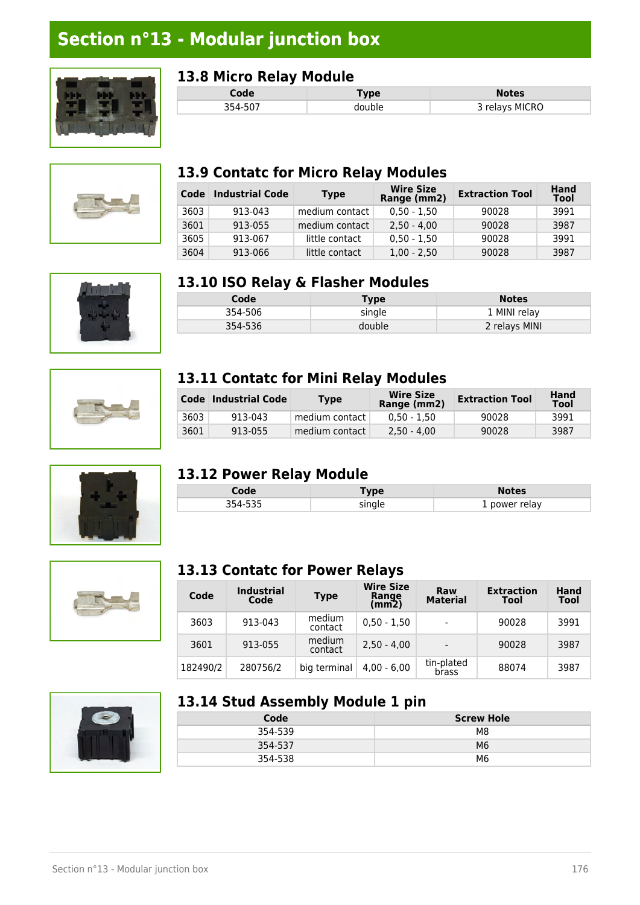# Section n°13 - Modular junction box

## 13.8 Micro Relay Module

| Code | Type | Notes |
|---|---|---|
| 354-507 | double | 3 relays MICRO |

## 13.9 Contatc for Micro Relay Modules

| Code | Industrial Code | Type | Wire Size Range (mm2) | Extraction Tool | Hand Tool |
|---|---|---|---|---|---|
| 3603 | 913-043 | medium contact | 0,50 - 1,50 | 90028 | 3991 |
| 3601 | 913-055 | medium contact | 2,50 - 4,00 | 90028 | 3987 |
| 3605 | 913-067 | little contact | 0,50 - 1,50 | 90028 | 3991 |
| 3604 | 913-066 | little contact | 1,00 - 2,50 | 90028 | 3987 |

## 13.10 ISO Relay & Flasher Modules

| Code | Type | Notes |
|---|---|---|
| 354-506 | single | 1 MINI relay |
| 354-536 | double | 2 relays MINI |

## 13.11 Contatc for Mini Relay Modules

| Code | Industrial Code | Type | Wire Size Range (mm2) | Extraction Tool | Hand Tool |
|---|---|---|---|---|---|
| 3603 | 913-043 | medium contact | 0,50 - 1,50 | 90028 | 3991 |
| 3601 | 913-055 | medium contact | 2,50 - 4,00 | 90028 | 3987 |

## 13.12 Power Relay Module

| Code | Type | Notes |
|---|---|---|
| 354-535 | single | 1 power relay |

## 13.13 Contatc for Power Relays

| Code | Industrial Code | Type | Wire Size Range (mm2) | Raw Material | Extraction Tool | Hand Tool |
|---|---|---|---|---|---|---|
| 3603 | 913-043 | medium contact | 0,50 - 1,50 | - | 90028 | 3991 |
| 3601 | 913-055 | medium contact | 2,50 - 4,00 | - | 90028 | 3987 |
| 182490/2 | 280756/2 | big terminal | 4,00 - 6,00 | tin-plated brass | 88074 | 3987 |

## 13.14 Stud Assembly Module 1 pin

| Code | Screw Hole |
|---|---|
| 354-539 | M8 |
| 354-537 | M6 |
| 354-538 | M6 |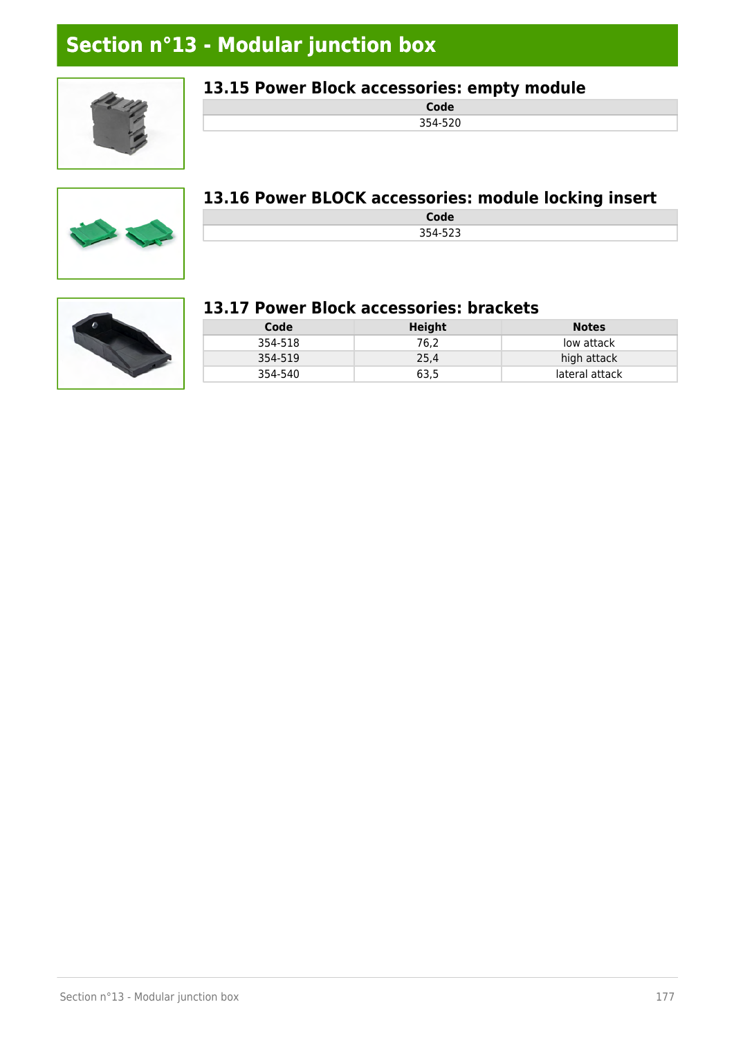## Section n°13 - Modular junction box

### 13.15 Power Block accessories: empty module

| Code |
|---|
| 354-520 |

### 13.16 Power BLOCK accessories: module locking insert

| Code |
|---|
| 354-523 |

### 13.17 Power Block accessories: brackets

| Code | Height | Notes |
|---|---|---|
| 354-518 | 76,2 | low attack |
| 354-519 | 25,4 | high attack |
| 354-540 | 63,5 | lateral attack |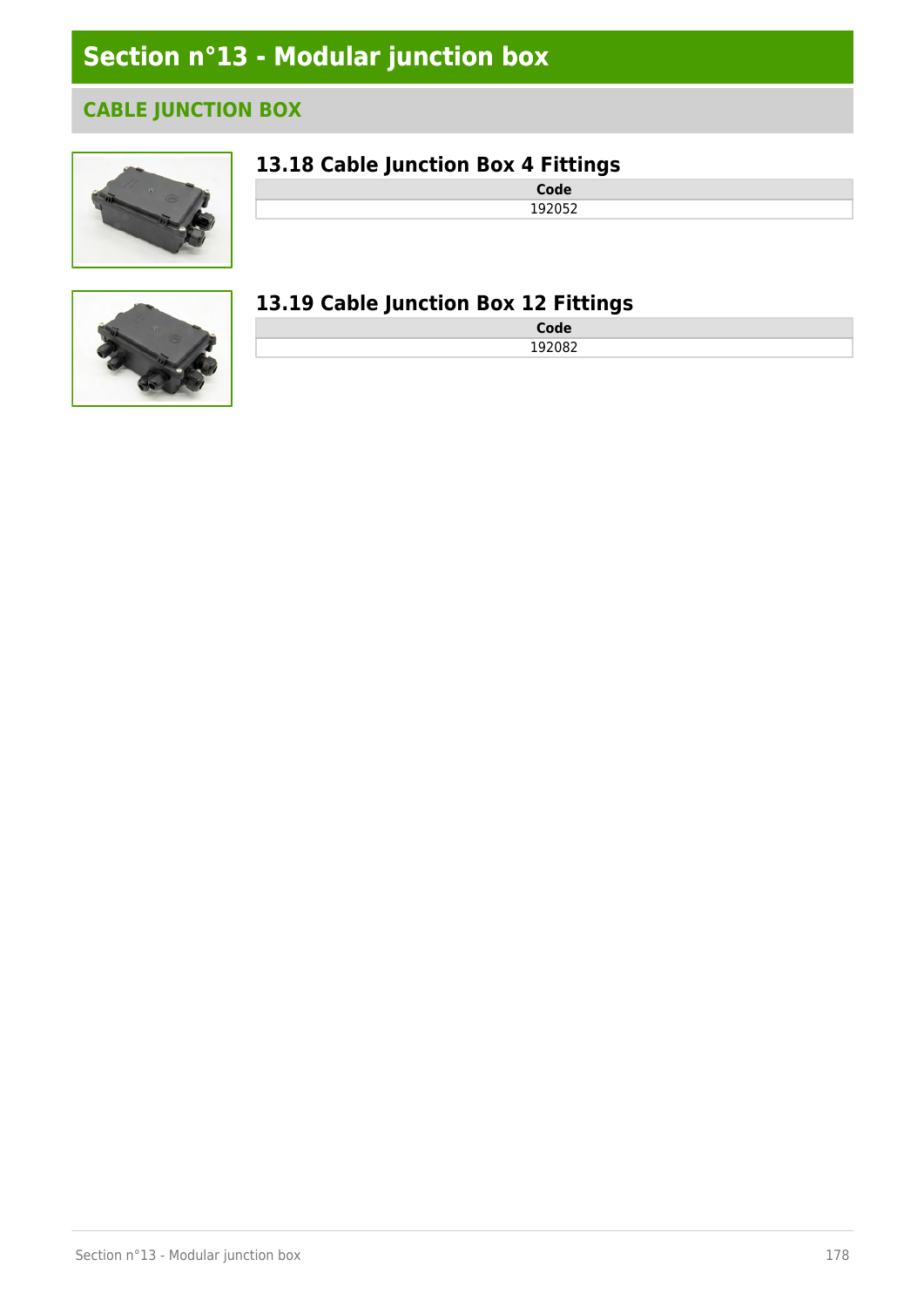# Section n°13 - Modular junction box

## CABLE JUNCTION BOX

### 13.18 Cable Junction Box 4 Fittings

| Code |
| --- |
| 192052 |

### 13.19 Cable Junction Box 12 Fittings

| Code |
| --- |
| 192082 |